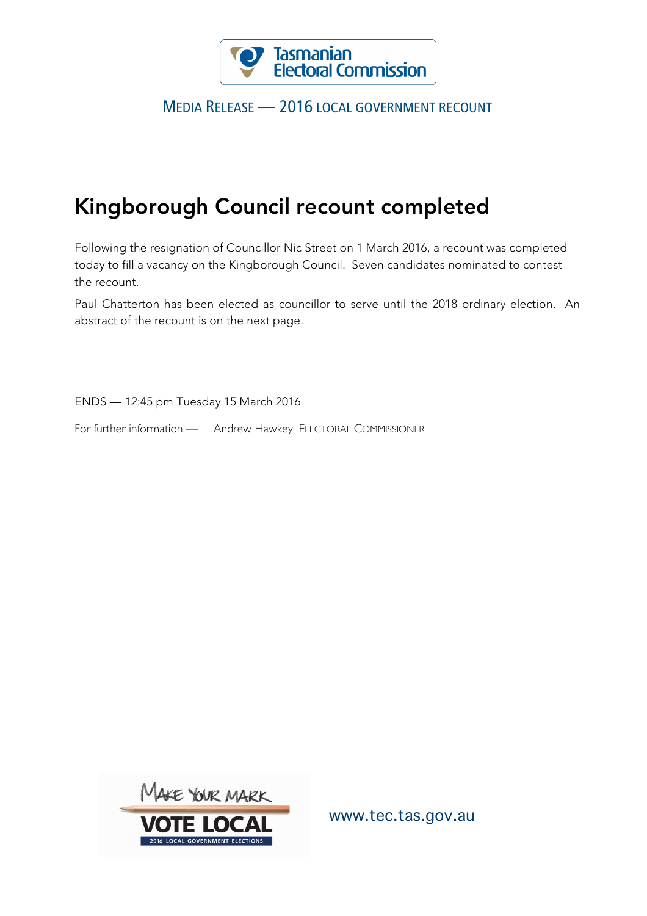Tasmanian Electoral Commission

MEDIA RELEASE — 2016 LOCAL GOVERNMENT RECOUNT

# Kingborough Council recount completed

Following the resignation of Councillor Nic Street on 1 March 2016, a recount was completed today to fill a vacancy on the Kingborough Council. Seven candidates nominated to contest the recount.

Paul Chatterton has been elected as councillor to serve until the 2018 ordinary election. An abstract of the recount is on the next page.

---

ENDS — 12:45 pm Tuesday 15 March 2016

---

For further information — Andrew Hawkey ELECTORAL COMMISSIONER

MAKE YOUR MARK VOTE LOCAL 2016 LOCAL GOVERNMENT ELECTIONS

www.tec.tas.gov.au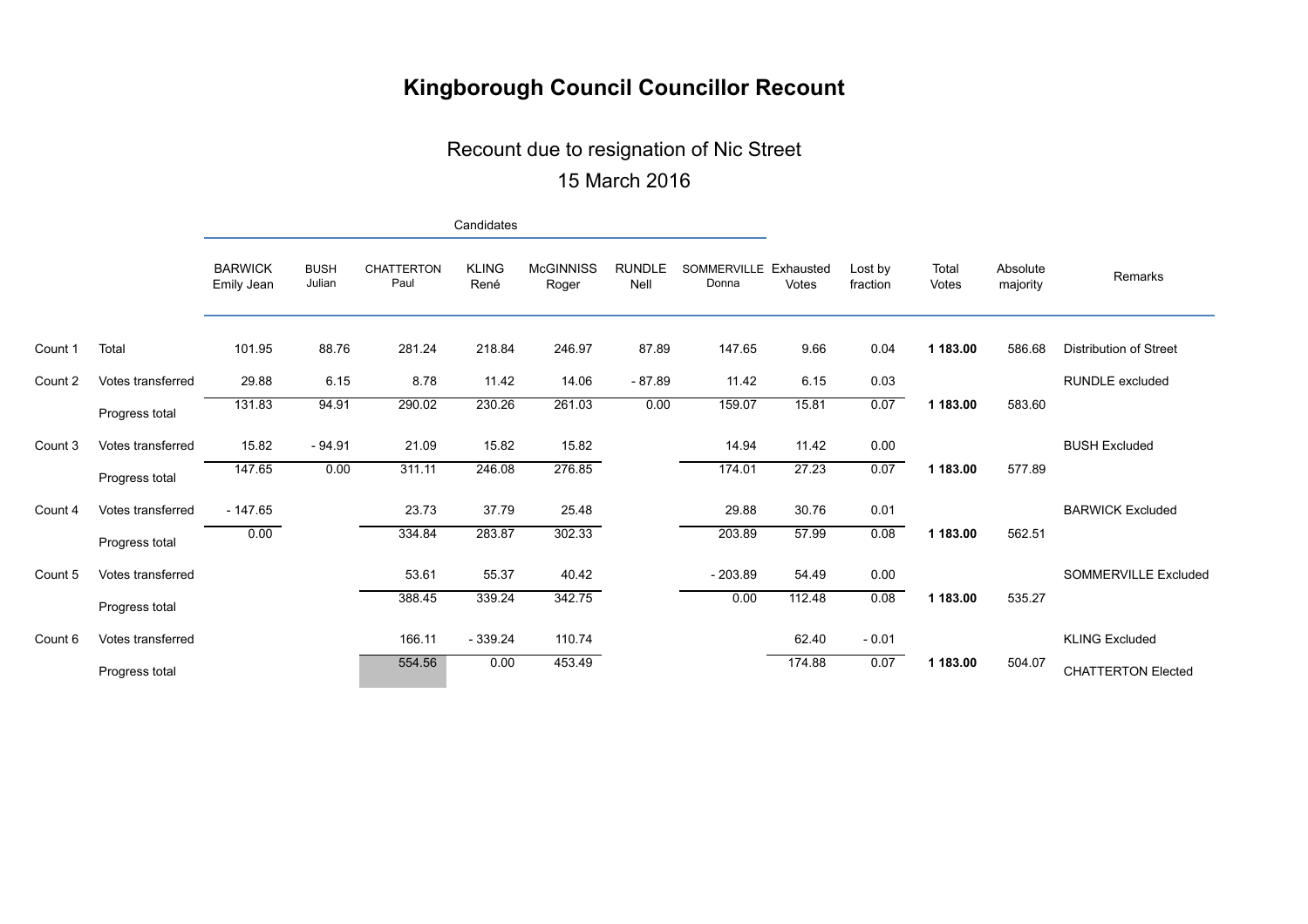# Kingborough Council Councillor Recount

Recount due to resignation of Nic Street

15 March 2016

| | | Candidates | | | | | | | | | | | | |
|---|---|---|---|---|---|---|---|---|---|---|---|---|---|---|
| | | BARWICK Emily Jean | BUSH Julian | CHATTERTON Paul | KLING René | McGINNISS Roger | RUNDLE Nell | SOMMERVILLE Donna | Exhausted Votes | Lost by fraction | Total Votes | Absolute majority | Remarks |
| Count 1 | Total | 101.95 | 88.76 | 281.24 | 218.84 | 246.97 | 87.89 | 147.65 | 9.66 | 0.04 | **1 183.00** | 586.68 | Distribution of Street |
| Count 2 | Votes transferred | 29.88 | 6.15 | 8.78 | 11.42 | 14.06 | - 87.89 | 11.42 | 6.15 | 0.03 | | | RUNDLE excluded |
| | Progress total | 131.83 | 94.91 | 290.02 | 230.26 | 261.03 | 0.00 | 159.07 | 15.81 | 0.07 | **1 183.00** | 583.60 | |
| Count 3 | Votes transferred | 15.82 | - 94.91 | 21.09 | 15.82 | 15.82 | | 14.94 | 11.42 | 0.00 | | | BUSH Excluded |
| | Progress total | 147.65 | 0.00 | 311.11 | 246.08 | 276.85 | | 174.01 | 27.23 | 0.07 | **1 183.00** | 577.89 | |
| Count 4 | Votes transferred | - 147.65 | | 23.73 | 37.79 | 25.48 | | 29.88 | 30.76 | 0.01 | | | BARWICK Excluded |
| | Progress total | 0.00 | | 334.84 | 283.87 | 302.33 | | 203.89 | 57.99 | 0.08 | **1 183.00** | 562.51 | |
| Count 5 | Votes transferred | | | 53.61 | 55.37 | 40.42 | | - 203.89 | 54.49 | 0.00 | | | SOMMERVILLE Excluded |
| | Progress total | | | 388.45 | 339.24 | 342.75 | | 0.00 | 112.48 | 0.08 | **1 183.00** | 535.27 | |
| Count 6 | Votes transferred | | | 166.11 | - 339.24 | 110.74 | | | 62.40 | - 0.01 | | | KLING Excluded |
| | Progress total | | | 554.56 | 0.00 | 453.49 | | | 174.88 | 0.07 | **1 183.00** | 504.07 | CHATTERTON Elected |